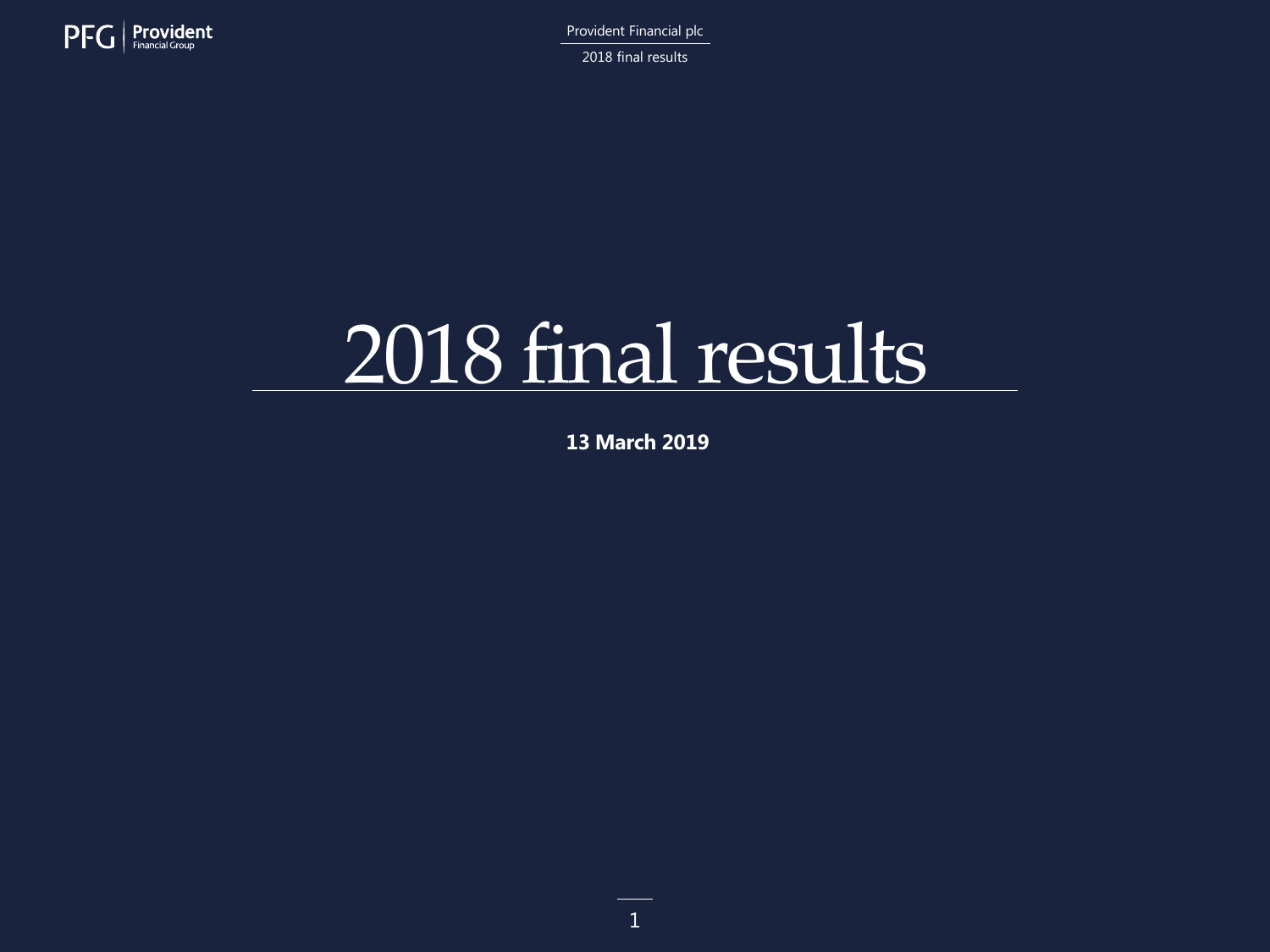# 2018 final results

**13 March 2019**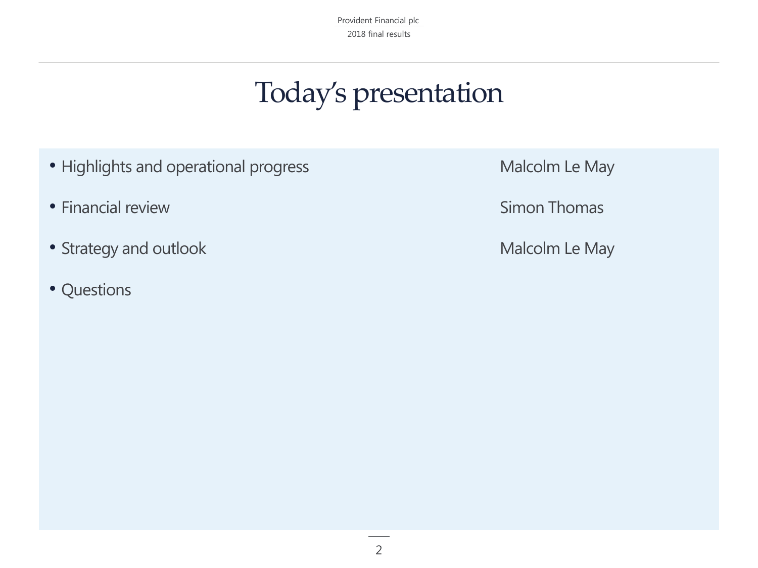# Today's presentation

| | |
|---|---|
| Highlights and operational progress | Malcolm Le May |
| Financial review | Simon Thomas |
| Strategy and outlook | Malcolm Le May |
| Questions | |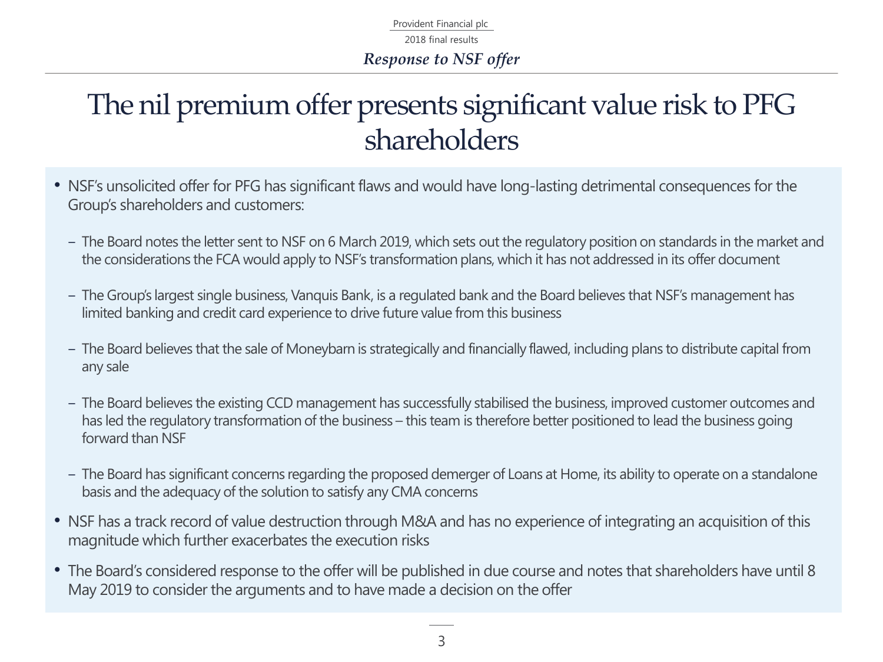*Response to NSF offer*

# The nil premium offer presents significant value risk to PFG shareholders

- NSF's unsolicited offer for PFG has significant flaws and would have long-lasting detrimental consequences for the Group's shareholders and customers:
  - The Board notes the letter sent to NSF on 6 March 2019, which sets out the regulatory position on standards in the market and the considerations the FCA would apply to NSF's transformation plans, which it has not addressed in its offer document
  - The Group's largest single business, Vanquis Bank, is a regulated bank and the Board believes that NSF's management has limited banking and credit card experience to drive future value from this business
  - The Board believes that the sale of Moneybarn is strategically and financially flawed, including plans to distribute capital from any sale
  - The Board believes the existing CCD management has successfully stabilised the business, improved customer outcomes and has led the regulatory transformation of the business – this team is therefore better positioned to lead the business going forward than NSF
  - The Board has significant concerns regarding the proposed demerger of Loans at Home, its ability to operate on a standalone basis and the adequacy of the solution to satisfy any CMA concerns
- NSF has a track record of value destruction through M&A and has no experience of integrating an acquisition of this magnitude which further exacerbates the execution risks
- The Board's considered response to the offer will be published in due course and notes that shareholders have until 8 May 2019 to consider the arguments and to have made a decision on the offer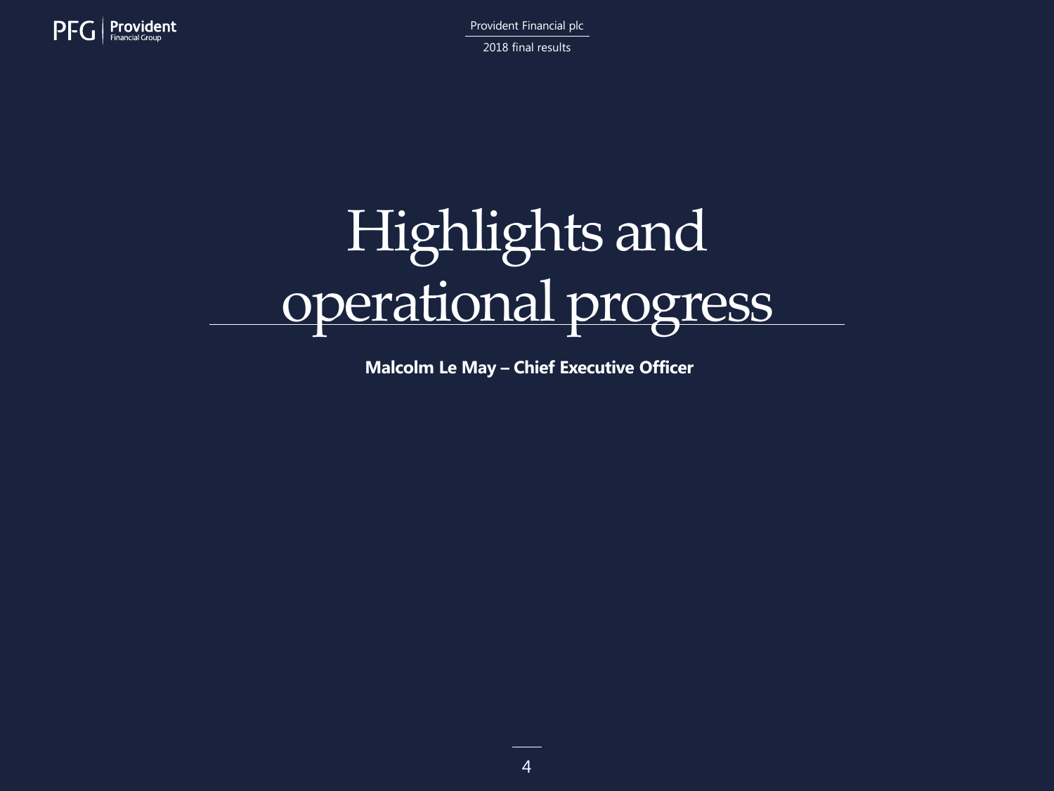# Highlights and operational progress

**Malcolm Le May – Chief Executive Officer**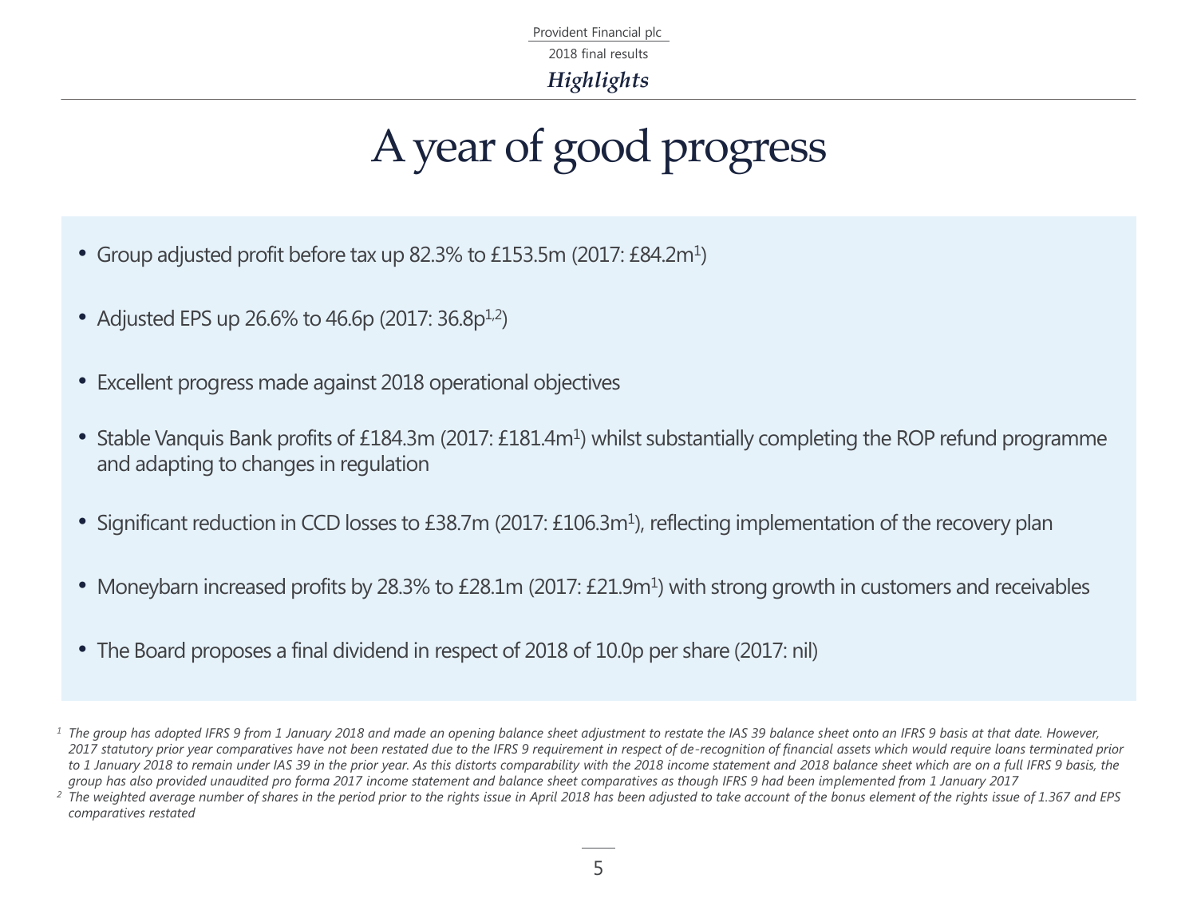# A year of good progress

- Group adjusted profit before tax up 82.3% to £153.5m (2017: £84.2m[1])
- Adjusted EPS up 26.6% to 46.6p (2017: 36.8p[1,2])
- Excellent progress made against 2018 operational objectives
- Stable Vanquis Bank profits of £184.3m (2017: £181.4m[1]) whilst substantially completing the ROP refund programme and adapting to changes in regulation
- Significant reduction in CCD losses to £38.7m (2017: £106.3m[1]), reflecting implementation of the recovery plan
- Moneybarn increased profits by 28.3% to £28.1m (2017: £21.9m[1]) with strong growth in customers and receivables
- The Board proposes a final dividend in respect of 2018 of 10.0p per share (2017: nil)

*[1] The group has adopted IFRS 9 from 1 January 2018 and made an opening balance sheet adjustment to restate the IAS 39 balance sheet onto an IFRS 9 basis at that date. However, 2017 statutory prior year comparatives have not been restated due to the IFRS 9 requirement in respect of de-recognition of financial assets which would require loans terminated prior to 1 January 2018 to remain under IAS 39 in the prior year. As this distorts comparability with the 2018 income statement and 2018 balance sheet which are on a full IFRS 9 basis, the group has also provided unaudited pro forma 2017 income statement and balance sheet comparatives as though IFRS 9 had been implemented from 1 January 2017*

*[2] The weighted average number of shares in the period prior to the rights issue in April 2018 has been adjusted to take account of the bonus element of the rights issue of 1.367 and EPS comparatives restated*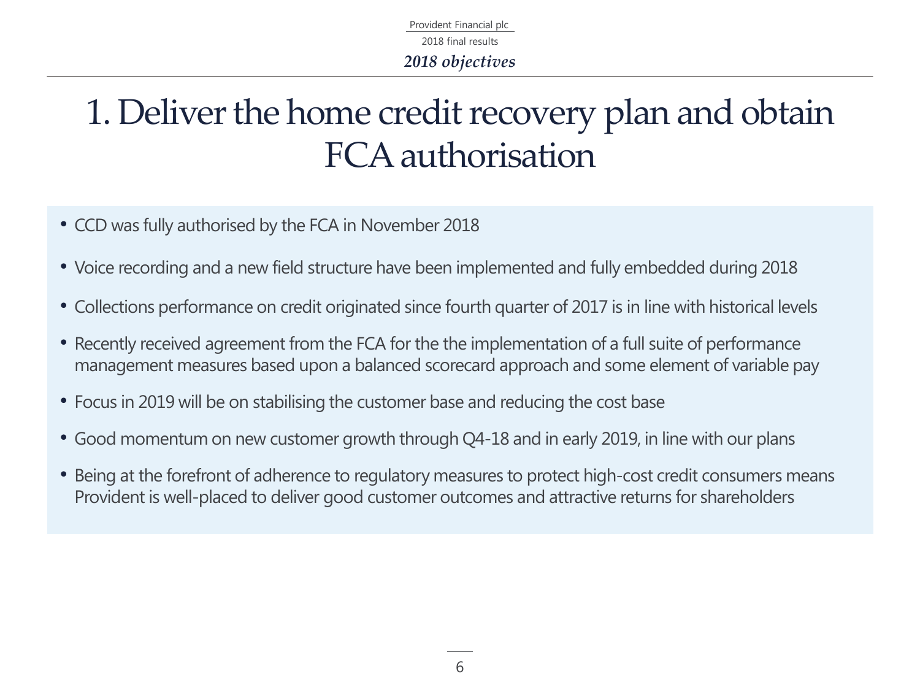*2018 objectives*

# 1. Deliver the home credit recovery plan and obtain FCA authorisation

- CCD was fully authorised by the FCA in November 2018
- Voice recording and a new field structure have been implemented and fully embedded during 2018
- Collections performance on credit originated since fourth quarter of 2017 is in line with historical levels
- Recently received agreement from the FCA for the the implementation of a full suite of performance management measures based upon a balanced scorecard approach and some element of variable pay
- Focus in 2019 will be on stabilising the customer base and reducing the cost base
- Good momentum on new customer growth through Q4-18 and in early 2019, in line with our plans
- Being at the forefront of adherence to regulatory measures to protect high-cost credit consumers means Provident is well-placed to deliver good customer outcomes and attractive returns for shareholders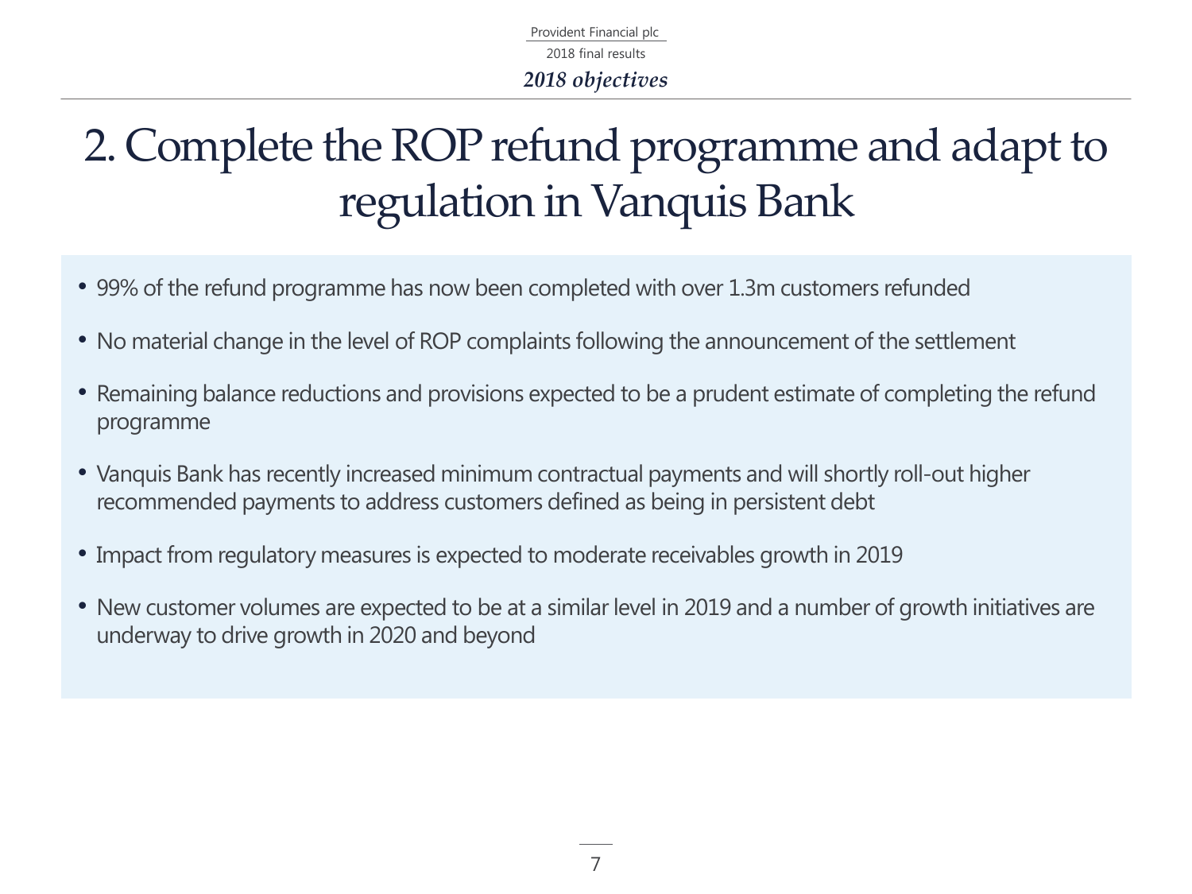# 2. Complete the ROP refund programme and adapt to regulation in Vanquis Bank

- 99% of the refund programme has now been completed with over 1.3m customers refunded
- No material change in the level of ROP complaints following the announcement of the settlement
- Remaining balance reductions and provisions expected to be a prudent estimate of completing the refund programme
- Vanquis Bank has recently increased minimum contractual payments and will shortly roll-out higher recommended payments to address customers defined as being in persistent debt
- Impact from regulatory measures is expected to moderate receivables growth in 2019
- New customer volumes are expected to be at a similar level in 2019 and a number of growth initiatives are underway to drive growth in 2020 and beyond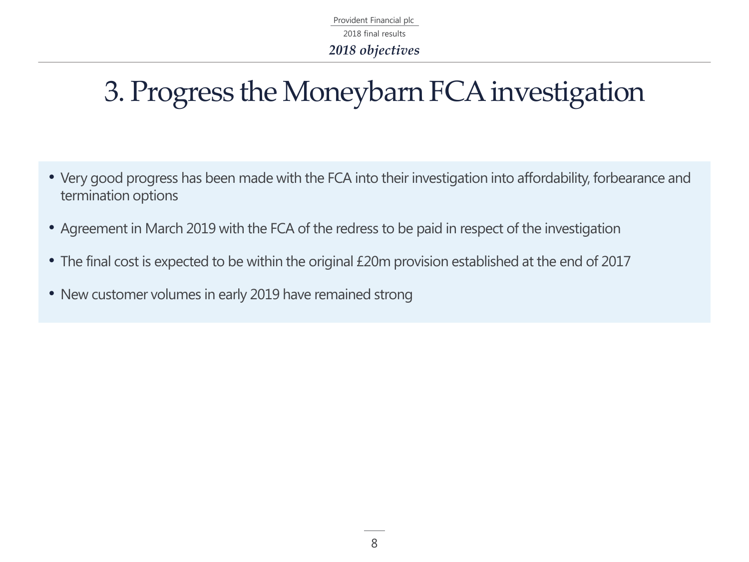# 3. Progress the Moneybarn FCA investigation

- Very good progress has been made with the FCA into their investigation into affordability, forbearance and termination options
- Agreement in March 2019 with the FCA of the redress to be paid in respect of the investigation
- The final cost is expected to be within the original £20m provision established at the end of 2017
- New customer volumes in early 2019 have remained strong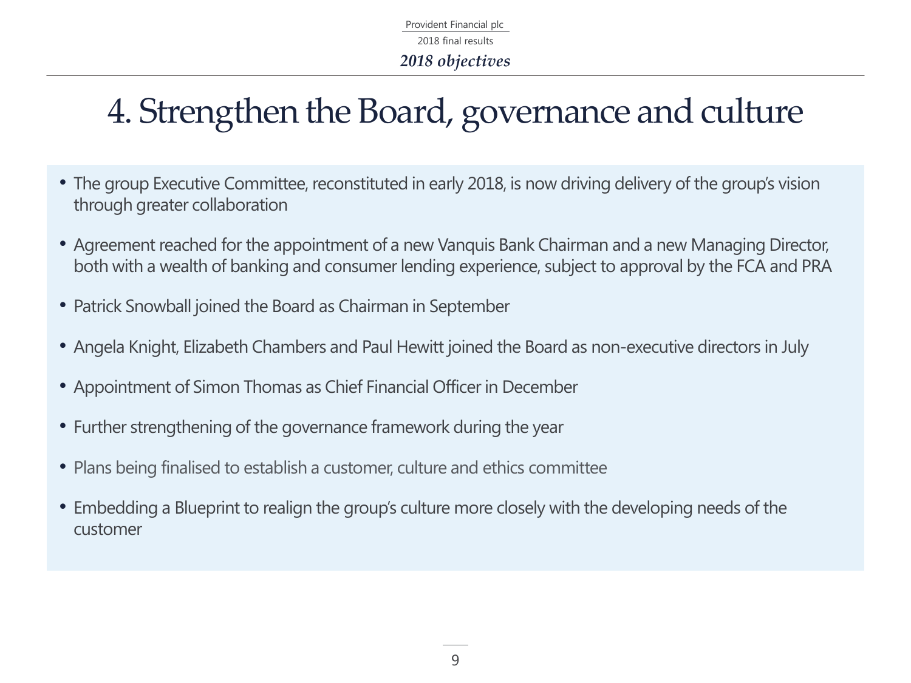# 4. Strengthen the Board, governance and culture

- The group Executive Committee, reconstituted in early 2018, is now driving delivery of the group's vision through greater collaboration
- Agreement reached for the appointment of a new Vanquis Bank Chairman and a new Managing Director, both with a wealth of banking and consumer lending experience, subject to approval by the FCA and PRA
- Patrick Snowball joined the Board as Chairman in September
- Angela Knight, Elizabeth Chambers and Paul Hewitt joined the Board as non-executive directors in July
- Appointment of Simon Thomas as Chief Financial Officer in December
- Further strengthening of the governance framework during the year
- Plans being finalised to establish a customer, culture and ethics committee
- Embedding a Blueprint to realign the group's culture more closely with the developing needs of the customer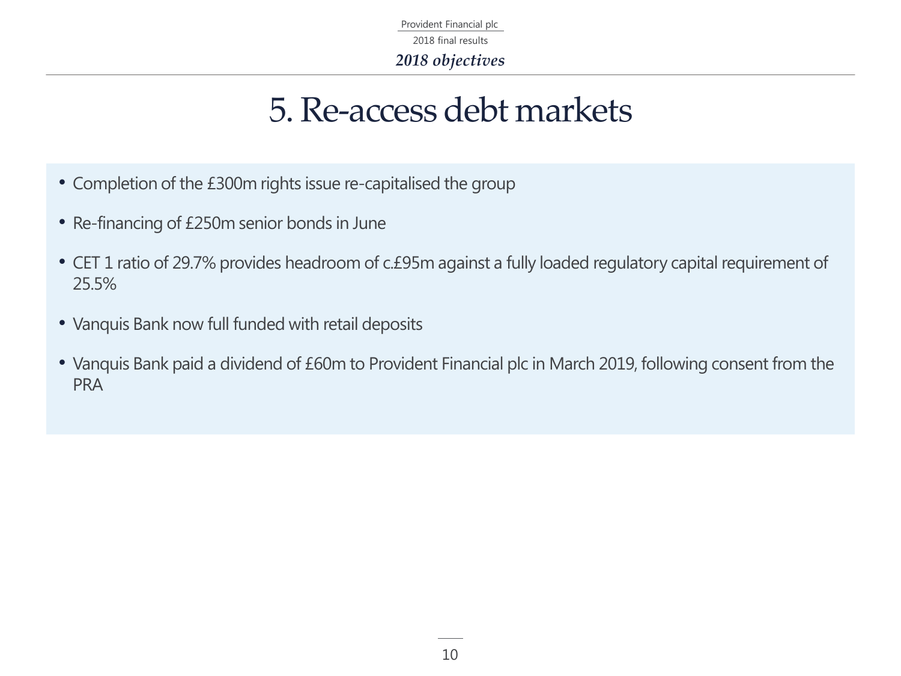*2018 objectives*

# 5. Re-access debt markets

- Completion of the £300m rights issue re-capitalised the group
- Re-financing of £250m senior bonds in June
- CET 1 ratio of 29.7% provides headroom of c.£95m against a fully loaded regulatory capital requirement of 25.5%
- Vanquis Bank now full funded with retail deposits
- Vanquis Bank paid a dividend of £60m to Provident Financial plc in March 2019, following consent from the PRA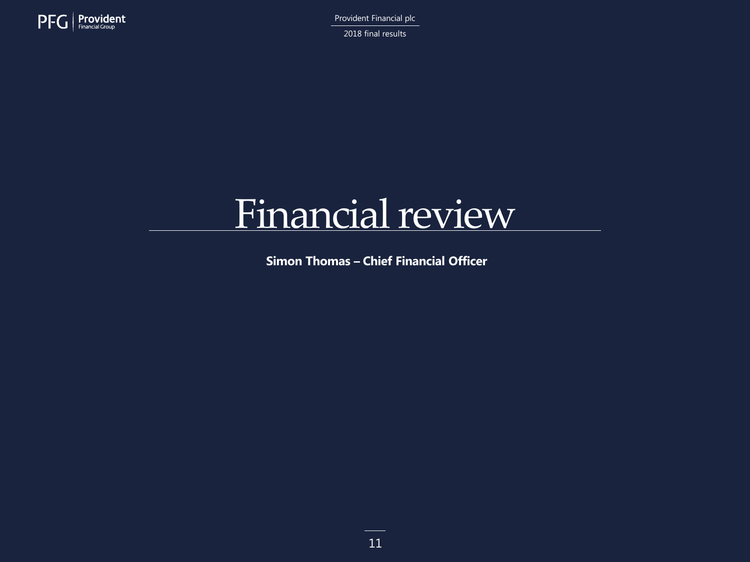# Financial review

**Simon Thomas – Chief Financial Officer**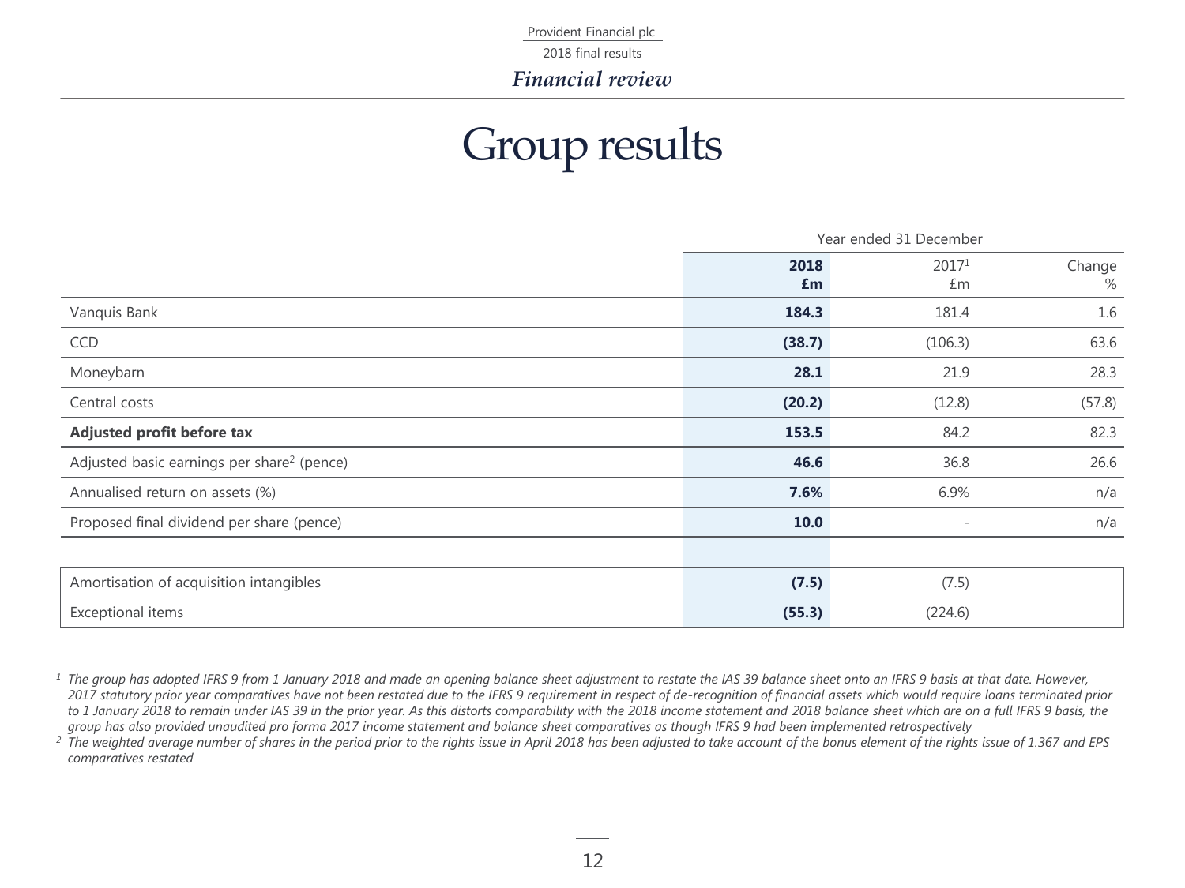# Group results

| | Year ended 31 December | | |
|---|---|---|---|
| | **2018 £m** | 2017[1] £m | Change % |
| Vanquis Bank | **184.3** | 181.4 | 1.6 |
| CCD | **(38.7)** | (106.3) | 63.6 |
| Moneybarn | **28.1** | 21.9 | 28.3 |
| Central costs | **(20.2)** | (12.8) | (57.8) |
| **Adjusted profit before tax** | **153.5** | 84.2 | 82.3 |
| Adjusted basic earnings per share[2] (pence) | **46.6** | 36.8 | 26.6 |
| Annualised return on assets (%) | **7.6%** | 6.9% | n/a |
| Proposed final dividend per share (pence) | **10.0** | - | n/a |
| | | | |
| Amortisation of acquisition intangibles | **(7.5)** | (7.5) | |
| Exceptional items | **(55.3)** | (224.6) | |

*[1] The group has adopted IFRS 9 from 1 January 2018 and made an opening balance sheet adjustment to restate the IAS 39 balance sheet onto an IFRS 9 basis at that date. However, 2017 statutory prior year comparatives have not been restated due to the IFRS 9 requirement in respect of de-recognition of financial assets which would require loans terminated prior to 1 January 2018 to remain under IAS 39 in the prior year. As this distorts comparability with the 2018 income statement and 2018 balance sheet which are on a full IFRS 9 basis, the group has also provided unaudited pro forma 2017 income statement and balance sheet comparatives as though IFRS 9 had been implemented retrospectively*

*[2] The weighted average number of shares in the period prior to the rights issue in April 2018 has been adjusted to take account of the bonus element of the rights issue of 1.367 and EPS comparatives restated*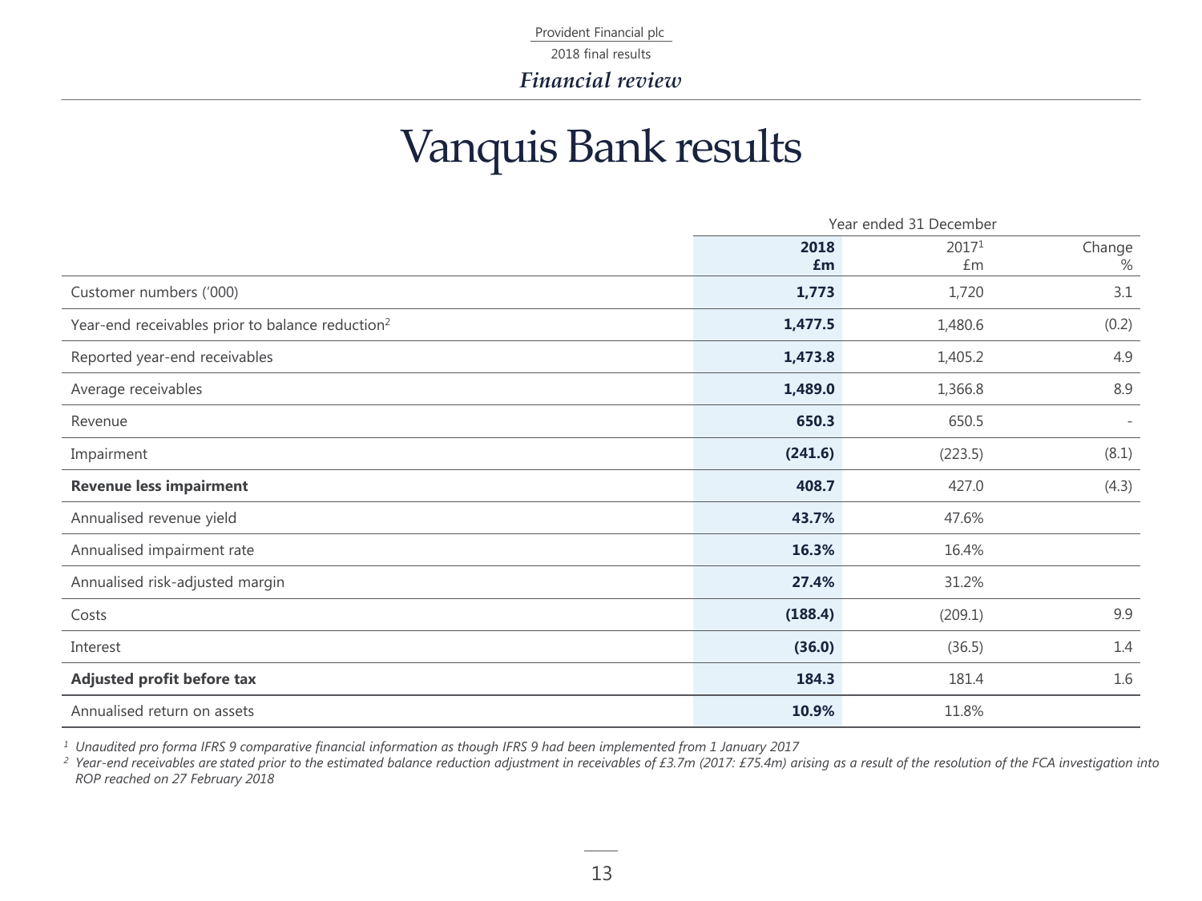# Vanquis Bank results

| | Year ended 31 December | | |
|---|---|---|---|
| | **2018 £m** | 2017[1] £m | Change % |
| Customer numbers ('000) | **1,773** | 1,720 | 3.1 |
| Year-end receivables prior to balance reduction[2] | **1,477.5** | 1,480.6 | (0.2) |
| Reported year-end receivables | **1,473.8** | 1,405.2 | 4.9 |
| Average receivables | **1,489.0** | 1,366.8 | 8.9 |
| Revenue | **650.3** | 650.5 | - |
| Impairment | **(241.6)** | (223.5) | (8.1) |
| **Revenue less impairment** | **408.7** | 427.0 | (4.3) |
| Annualised revenue yield | **43.7%** | 47.6% | |
| Annualised impairment rate | **16.3%** | 16.4% | |
| Annualised risk-adjusted margin | **27.4%** | 31.2% | |
| Costs | **(188.4)** | (209.1) | 9.9 |
| Interest | **(36.0)** | (36.5) | 1.4 |
| **Adjusted profit before tax** | **184.3** | 181.4 | 1.6 |
| Annualised return on assets | **10.9%** | 11.8% | |

*[1] Unaudited pro forma IFRS 9 comparative financial information as though IFRS 9 had been implemented from 1 January 2017*

*[2] Year-end receivables are stated prior to the estimated balance reduction adjustment in receivables of £3.7m (2017: £75.4m) arising as a result of the resolution of the FCA investigation into ROP reached on 27 February 2018*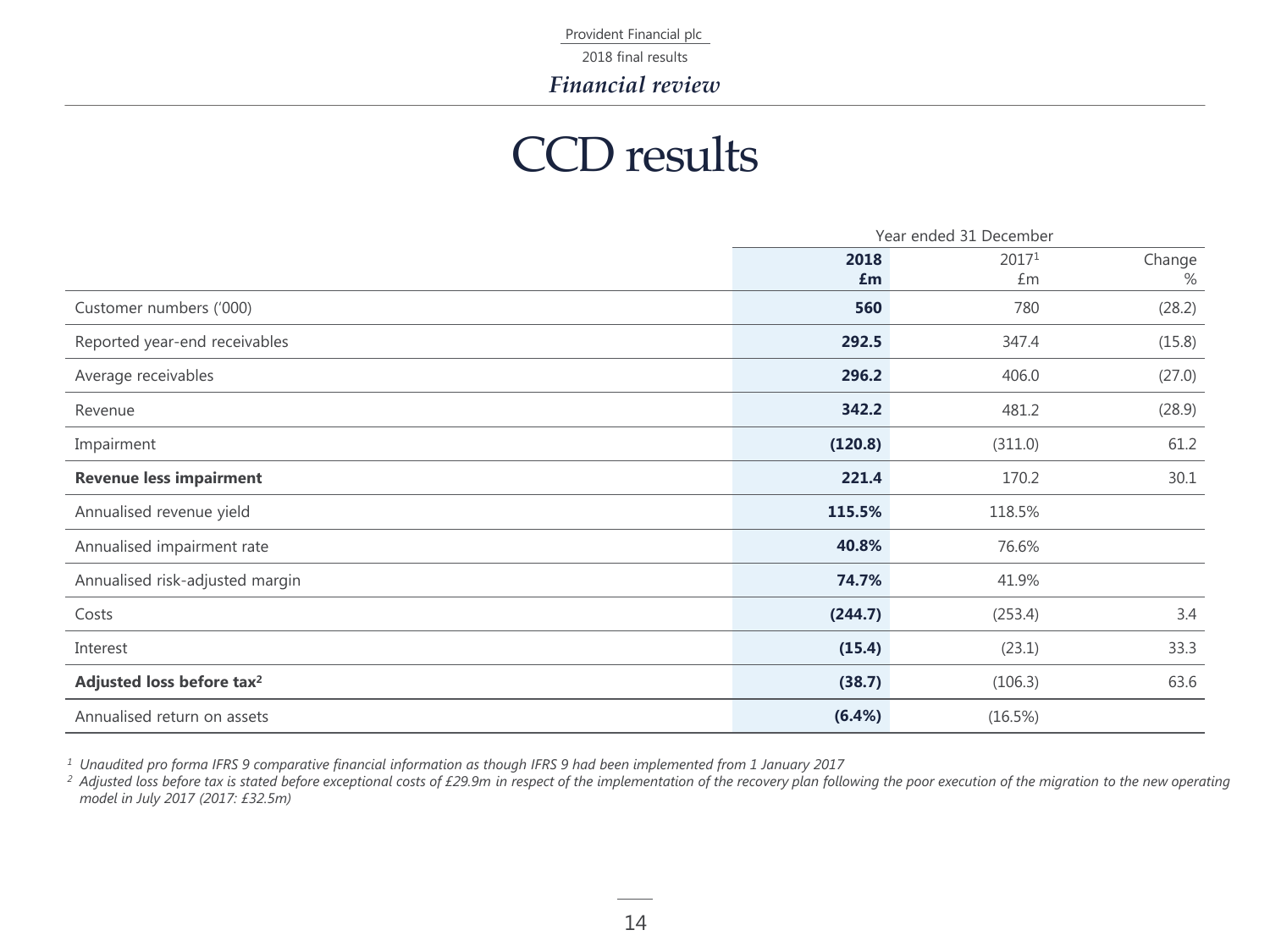# CCD results

| | Year ended 31 December | | |
|---|---|---|---|
| | **2018 £m** | 2017[1] £m | Change % |
| Customer numbers ('000) | **560** | 780 | (28.2) |
| Reported year-end receivables | **292.5** | 347.4 | (15.8) |
| Average receivables | **296.2** | 406.0 | (27.0) |
| Revenue | **342.2** | 481.2 | (28.9) |
| Impairment | **(120.8)** | (311.0) | 61.2 |
| **Revenue less impairment** | **221.4** | 170.2 | 30.1 |
| Annualised revenue yield | **115.5%** | 118.5% | |
| Annualised impairment rate | **40.8%** | 76.6% | |
| Annualised risk-adjusted margin | **74.7%** | 41.9% | |
| Costs | **(244.7)** | (253.4) | 3.4 |
| Interest | **(15.4)** | (23.1) | 33.3 |
| **Adjusted loss before tax[2]** | **(38.7)** | (106.3) | 63.6 |
| Annualised return on assets | **(6.4%)** | (16.5%) | |

*[1] Unaudited pro forma IFRS 9 comparative financial information as though IFRS 9 had been implemented from 1 January 2017*

*[2] Adjusted loss before tax is stated before exceptional costs of £29.9m in respect of the implementation of the recovery plan following the poor execution of the migration to the new operating model in July 2017 (2017: £32.5m)*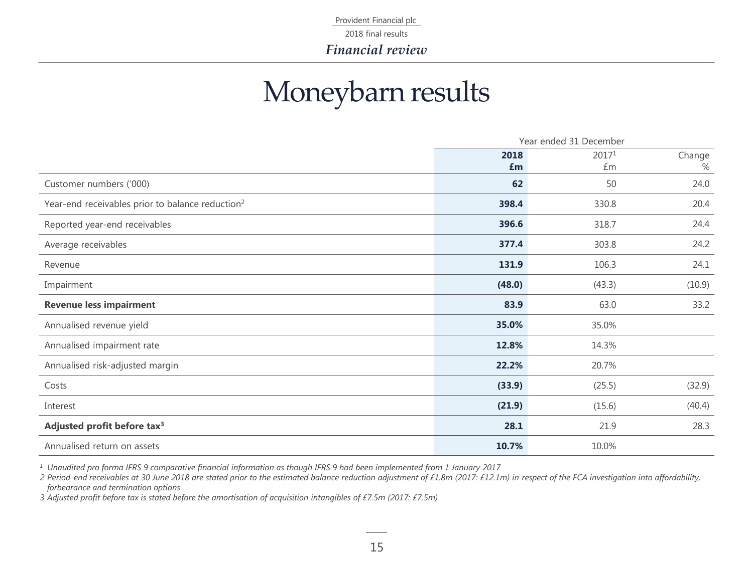# Moneybarn results

| | Year ended 31 December | | |
|---|---|---|---|
| | **2018 £m** | 2017[1] £m | Change % |
| Customer numbers ('000) | **62** | 50 | 24.0 |
| Year-end receivables prior to balance reduction[2] | **398.4** | 330.8 | 20.4 |
| Reported year-end receivables | **396.6** | 318.7 | 24.4 |
| Average receivables | **377.4** | 303.8 | 24.2 |
| Revenue | **131.9** | 106.3 | 24.1 |
| Impairment | **(48.0)** | (43.3) | (10.9) |
| **Revenue less impairment** | **83.9** | 63.0 | 33.2 |
| Annualised revenue yield | **35.0%** | 35.0% | |
| Annualised impairment rate | **12.8%** | 14.3% | |
| Annualised risk-adjusted margin | **22.2%** | 20.7% | |
| Costs | **(33.9)** | (25.5) | (32.9) |
| Interest | **(21.9)** | (15.6) | (40.4) |
| **Adjusted profit before tax[3]** | **28.1** | 21.9 | 28.3 |
| Annualised return on assets | **10.7%** | 10.0% | |

*1 Unaudited pro forma IFRS 9 comparative financial information as though IFRS 9 had been implemented from 1 January 2017*

*2 Period-end receivables at 30 June 2018 are stated prior to the estimated balance reduction adjustment of £1.8m (2017: £12.1m) in respect of the FCA investigation into affordability, forbearance and termination options*

*3 Adjusted profit before tax is stated before the amortisation of acquisition intangibles of £7.5m (2017: £7.5m)*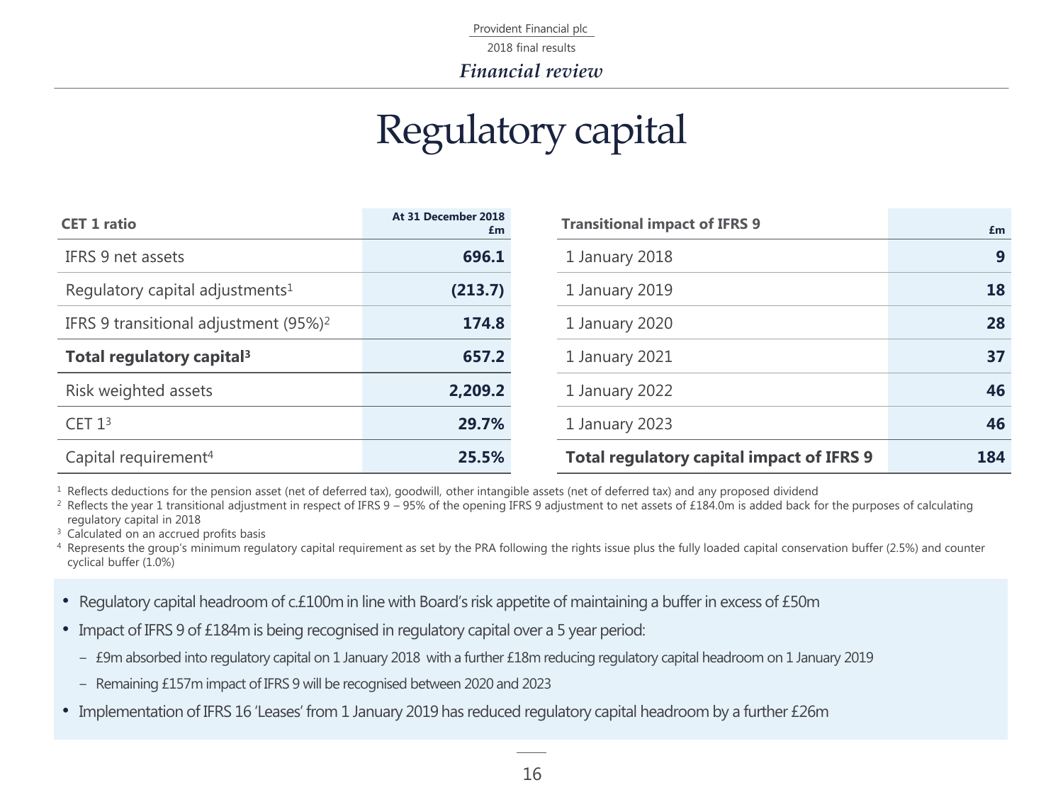# Regulatory capital

| CET 1 ratio | At 31 December 2018 £m |
|---|---|
| IFRS 9 net assets | **696.1** |
| Regulatory capital adjustments[1] | **(213.7)** |
| IFRS 9 transitional adjustment (95%)[2] | **174.8** |
| **Total regulatory capital[3]** | **657.2** |
| Risk weighted assets | **2,209.2** |
| CET 1[3] | **29.7%** |
| Capital requirement[4] | **25.5%** |

| Transitional impact of IFRS 9 | £m |
|---|---|
| 1 January 2018 | **9** |
| 1 January 2019 | **18** |
| 1 January 2020 | **28** |
| 1 January 2021 | **37** |
| 1 January 2022 | **46** |
| 1 January 2023 | **46** |
| **Total regulatory capital impact of IFRS 9** | **184** |

[1] Reflects deductions for the pension asset (net of deferred tax), goodwill, other intangible assets (net of deferred tax) and any proposed dividend

[2] Reflects the year 1 transitional adjustment in respect of IFRS 9 – 95% of the opening IFRS 9 adjustment to net assets of £184.0m is added back for the purposes of calculating regulatory capital in 2018

[3] Calculated on an accrued profits basis

[4] Represents the group's minimum regulatory capital requirement as set by the PRA following the rights issue plus the fully loaded capital conservation buffer (2.5%) and counter cyclical buffer (1.0%)

- Regulatory capital headroom of c.£100m in line with Board's risk appetite of maintaining a buffer in excess of £50m
- Impact of IFRS 9 of £184m is being recognised in regulatory capital over a 5 year period:
  - £9m absorbed into regulatory capital on 1 January 2018 with a further £18m reducing regulatory capital headroom on 1 January 2019
  - Remaining £157m impact of IFRS 9 will be recognised between 2020 and 2023
- Implementation of IFRS 16 'Leases' from 1 January 2019 has reduced regulatory capital headroom by a further £26m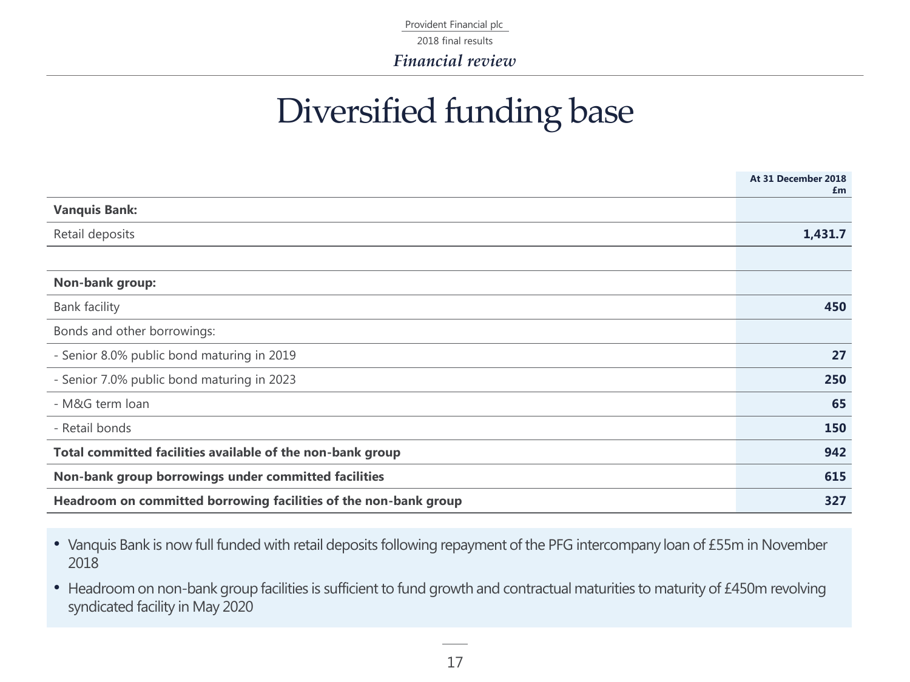# Diversified funding base

| | At 31 December 2018 £m |
|---|---|
| **Vanquis Bank:** | |
| Retail deposits | **1,431.7** |
| | |
| **Non-bank group:** | |
| Bank facility | **450** |
| Bonds and other borrowings: | |
| - Senior 8.0% public bond maturing in 2019 | **27** |
| - Senior 7.0% public bond maturing in 2023 | **250** |
| - M&G term loan | **65** |
| - Retail bonds | **150** |
| **Total committed facilities available of the non-bank group** | **942** |
| **Non-bank group borrowings under committed facilities** | **615** |
| **Headroom on committed borrowing facilities of the non-bank group** | **327** |

- Vanquis Bank is now full funded with retail deposits following repayment of the PFG intercompany loan of £55m in November 2018
- Headroom on non-bank group facilities is sufficient to fund growth and contractual maturities to maturity of £450m revolving syndicated facility in May 2020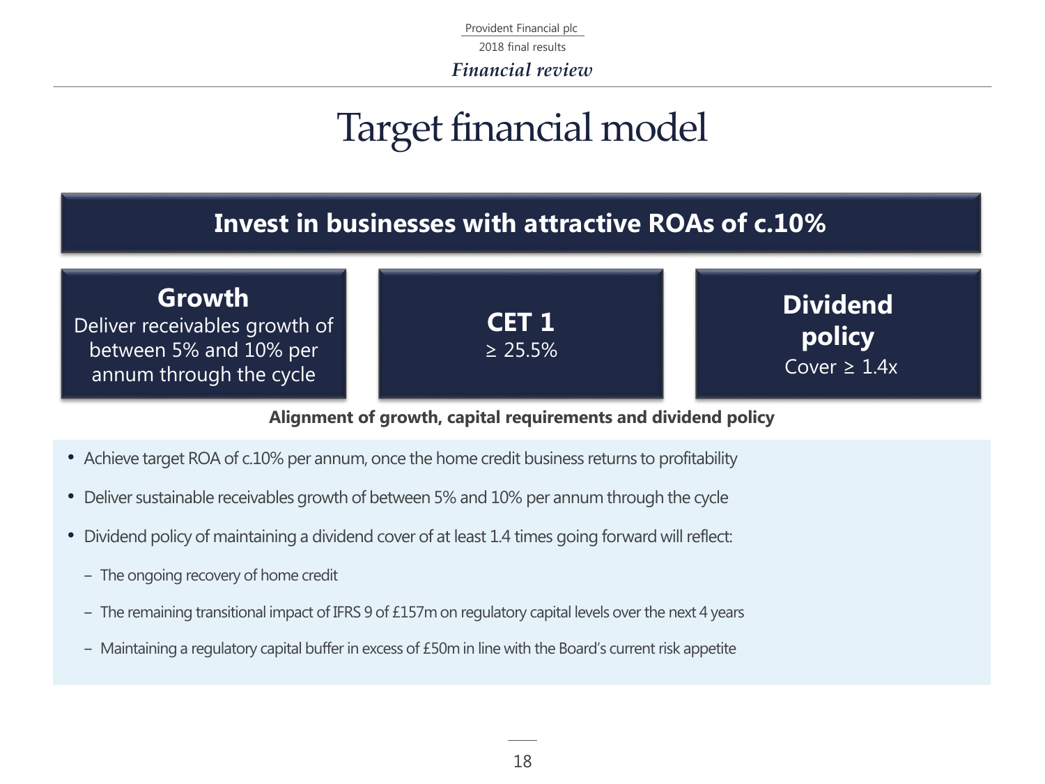# Target financial model

**Invest in businesses with attractive ROAs of c.10%**

**Growth**
Deliver receivables growth of between 5% and 10% per annum through the cycle

**CET 1**
≥ 25.5%

**Dividend policy**
Cover ≥ 1.4x

**Alignment of growth, capital requirements and dividend policy**

- Achieve target ROA of c.10% per annum, once the home credit business returns to profitability
- Deliver sustainable receivables growth of between 5% and 10% per annum through the cycle
- Dividend policy of maintaining a dividend cover of at least 1.4 times going forward will reflect:
  - The ongoing recovery of home credit
  - The remaining transitional impact of IFRS 9 of £157m on regulatory capital levels over the next 4 years
  - Maintaining a regulatory capital buffer in excess of £50m in line with the Board's current risk appetite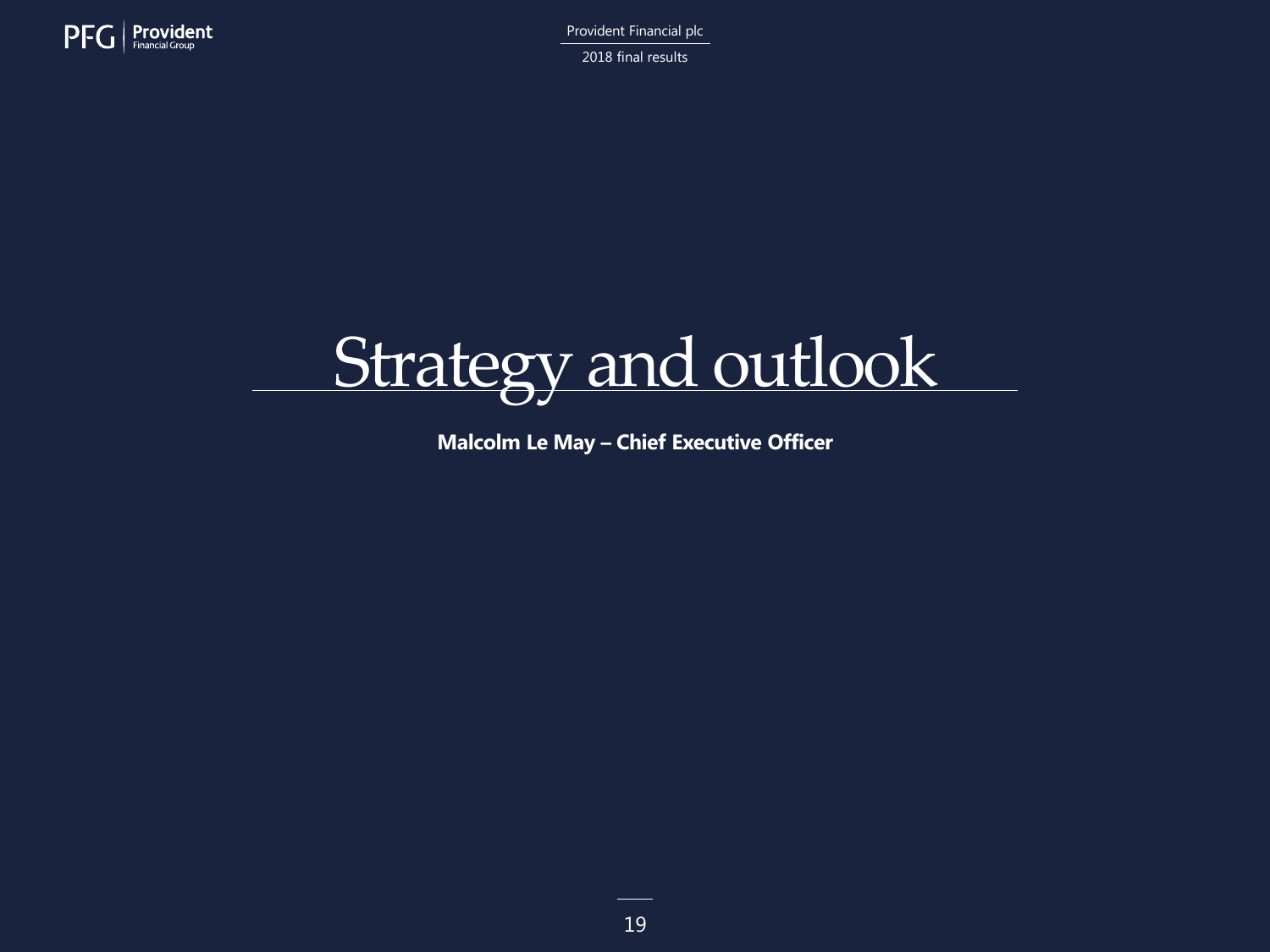# Strategy and outlook

**Malcolm Le May – Chief Executive Officer**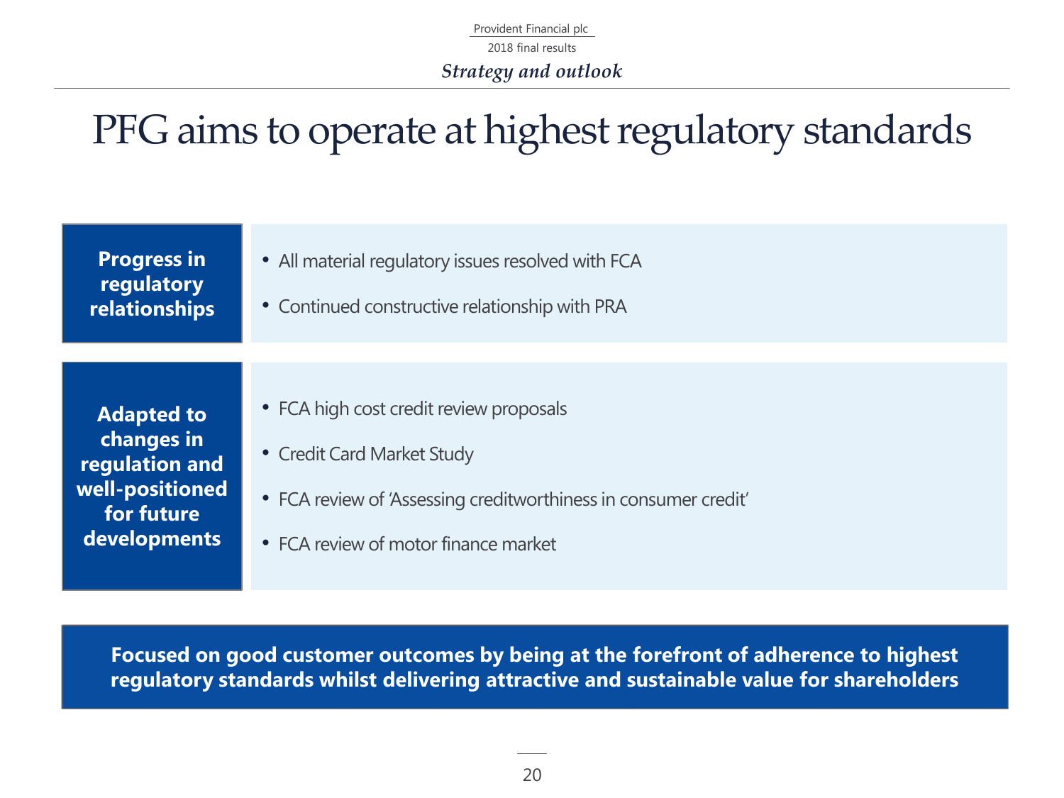*Strategy and outlook*

# PFG aims to operate at highest regulatory standards

**Progress in regulatory relationships**

- All material regulatory issues resolved with FCA
- Continued constructive relationship with PRA

**Adapted to changes in regulation and well-positioned for future developments**

- FCA high cost credit review proposals
- Credit Card Market Study
- FCA review of 'Assessing creditworthiness in consumer credit'
- FCA review of motor finance market

**Focused on good customer outcomes by being at the forefront of adherence to highest regulatory standards whilst delivering attractive and sustainable value for shareholders**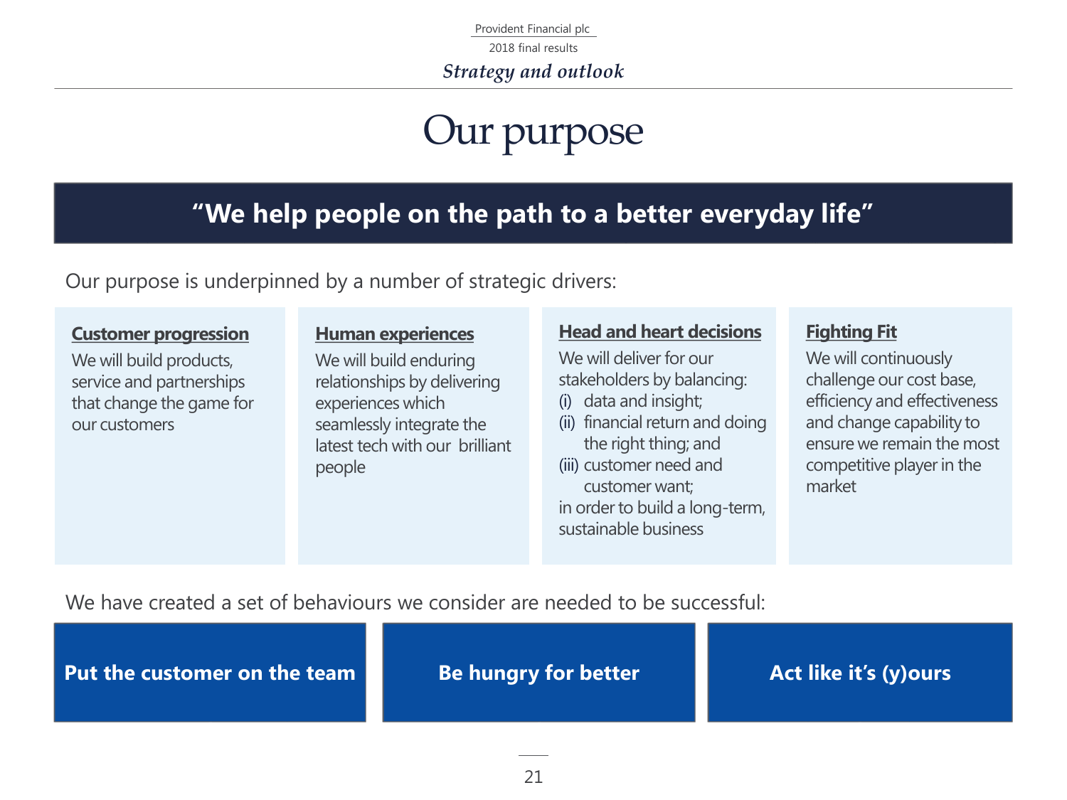# Our purpose

## "We help people on the path to a better everyday life"

Our purpose is underpinned by a number of strategic drivers:

### Customer progression

We will build products, service and partnerships that change the game for our customers

### Human experiences

We will build enduring relationships by delivering experiences which seamlessly integrate the latest tech with our brilliant people

### Head and heart decisions

We will deliver for our stakeholders by balancing:

(i) data and insight;
(ii) financial return and doing the right thing; and
(iii) customer need and customer want;

in order to build a long-term, sustainable business

### Fighting Fit

We will continuously challenge our cost base, efficiency and effectiveness and change capability to ensure we remain the most competitive player in the market

We have created a set of behaviours we consider are needed to be successful:

- **Put the customer on the team**
- **Be hungry for better**
- **Act like it's (y)ours**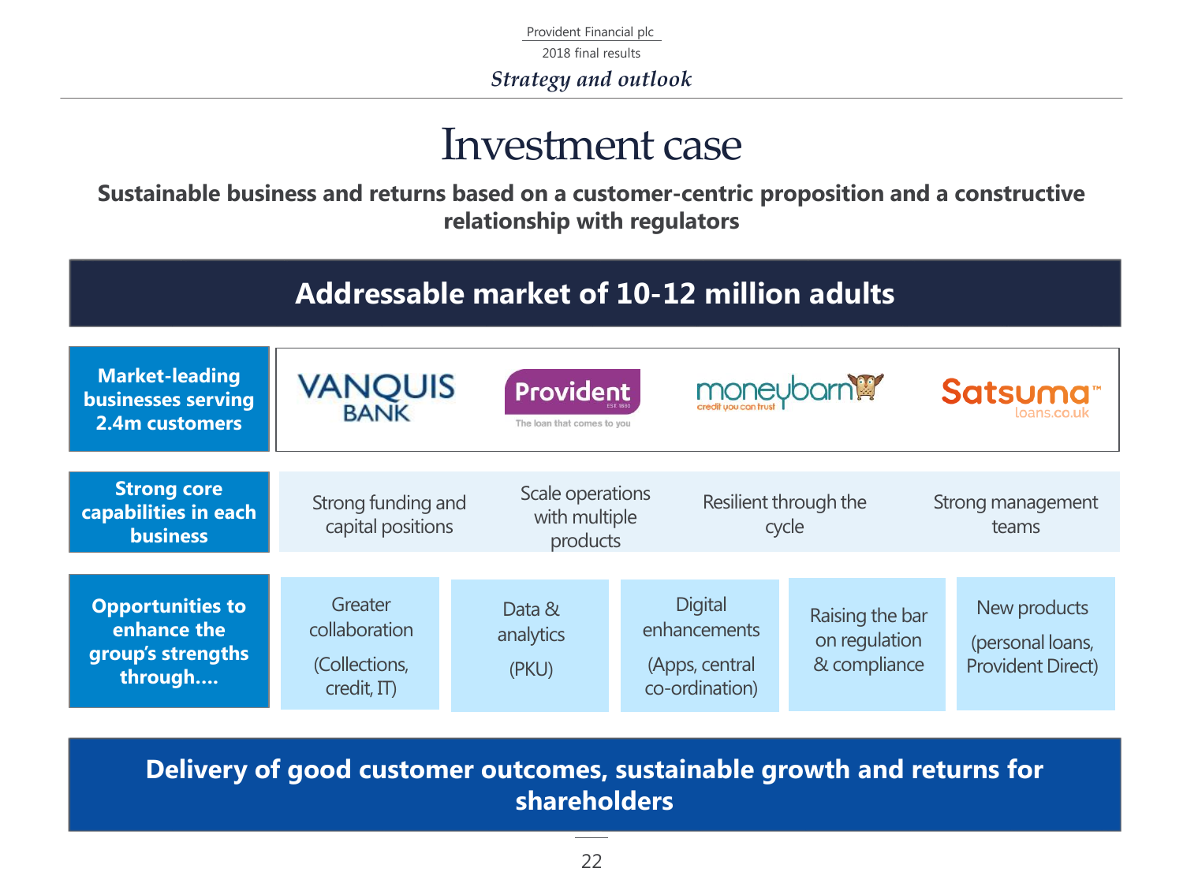# Investment case

**Sustainable business and returns based on a customer-centric proposition and a constructive relationship with regulators**

## Addressable market of 10-12 million adults

**Market-leading businesses serving 2.4m customers**

- VANQUIS BANK
- Provident — The loan that comes to you
- moneybarn — credit you can trust
- Satsuma loans.co.uk

**Strong core capabilities in each business**

- Strong funding and capital positions
- Scale operations with multiple products
- Resilient through the cycle
- Strong management teams

**Opportunities to enhance the group's strengths through….**

- Greater collaboration (Collections, credit, IT)
- Data & analytics (PKU)
- Digital enhancements (Apps, central co-ordination)
- Raising the bar on regulation & compliance
- New products (personal loans, Provident Direct)

**Delivery of good customer outcomes, sustainable growth and returns for shareholders**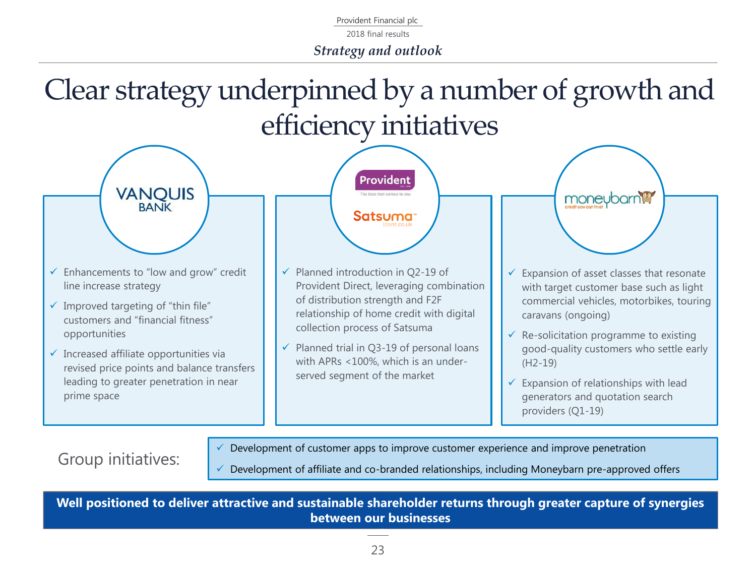# Clear strategy underpinned by a number of growth and efficiency initiatives

## Vanquis Bank

- ✓ Enhancements to "low and grow" credit line increase strategy
- ✓ Improved targeting of "thin file" customers and "financial fitness" opportunities
- ✓ Increased affiliate opportunities via revised price points and balance transfers leading to greater penetration in near prime space

## Provident / Satsuma

- ✓ Planned introduction in Q2-19 of Provident Direct, leveraging combination of distribution strength and F2F relationship of home credit with digital collection process of Satsuma
- ✓ Planned trial in Q3-19 of personal loans with APRs <100%, which is an under-served segment of the market

## Moneybarn

- ✓ Expansion of asset classes that resonate with target customer base such as light commercial vehicles, motorbikes, touring caravans (ongoing)
- ✓ Re-solicitation programme to existing good-quality customers who settle early (H2-19)
- ✓ Expansion of relationships with lead generators and quotation search providers (Q1-19)

Group initiatives:

- ✓ Development of customer apps to improve customer experience and improve penetration
- ✓ Development of affiliate and co-branded relationships, including Moneybarn pre-approved offers

**Well positioned to deliver attractive and sustainable shareholder returns through greater capture of synergies between our businesses**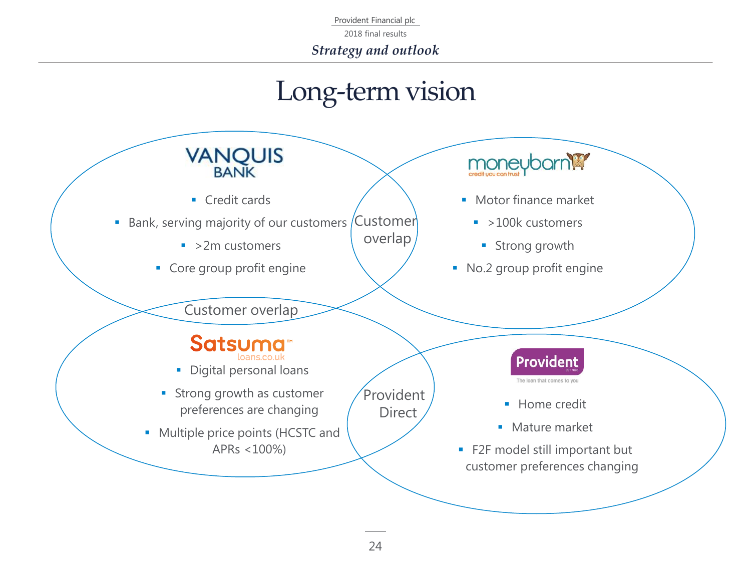*Strategy and outlook*

# Long-term vision

## VANQUIS BANK

- Credit cards
- Bank, serving majority of our customers
- >2m customers
- Core group profit engine

## moneybarn

credit you can trust

- Motor finance market
- >100k customers
- Strong growth
- No.2 group profit engine

Customer overlap

## Satsuma

loans.co.uk

- Digital personal loans
- Strong growth as customer preferences are changing
- Multiple price points (HCSTC and APRs <100%)

Customer overlap

## Provident

EST. 1880

The loan that comes to you

- Home credit
- Mature market
- F2F model still important but customer preferences changing

Provident Direct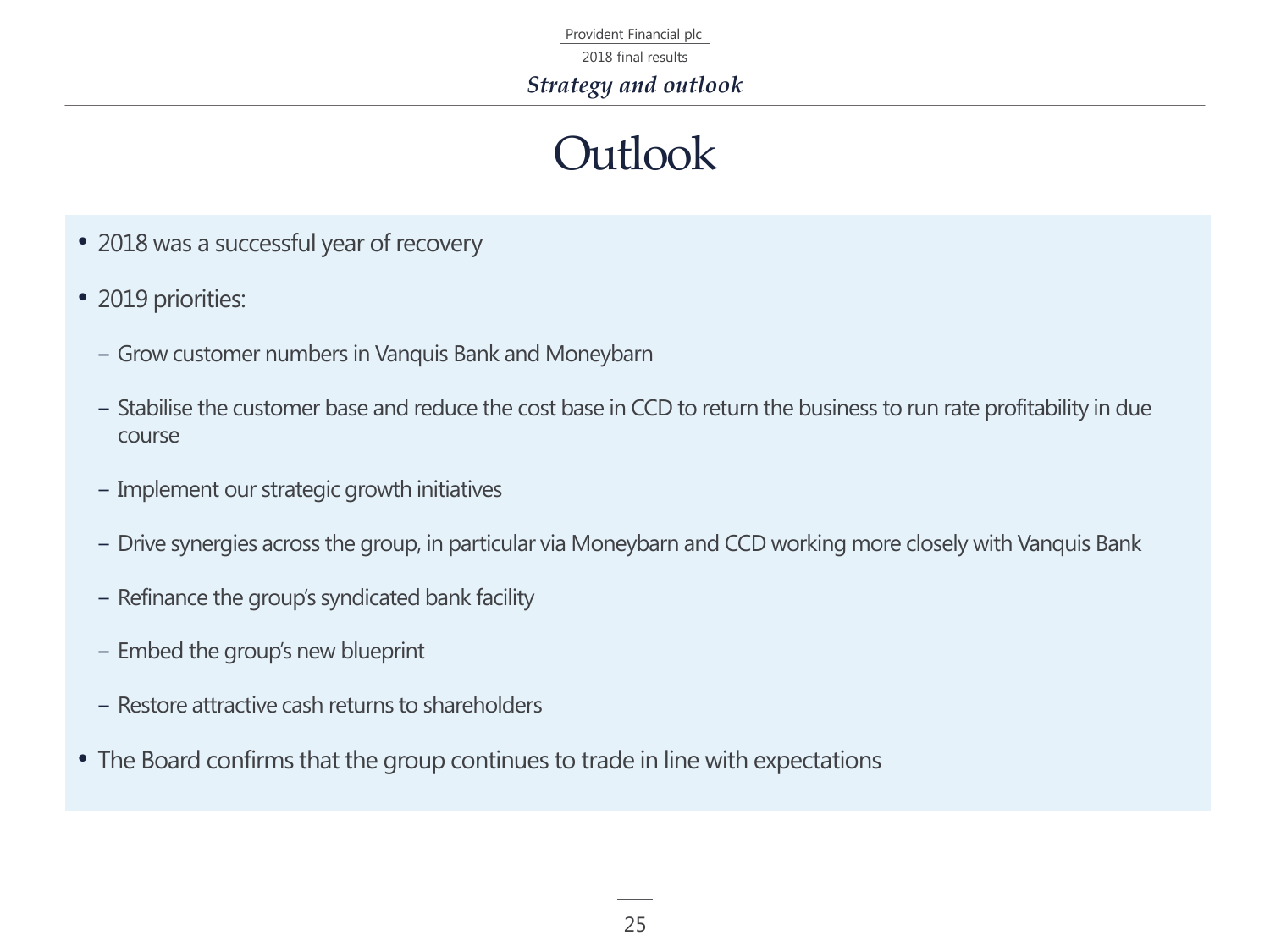# Outlook

- 2018 was a successful year of recovery
- 2019 priorities:
  - Grow customer numbers in Vanquis Bank and Moneybarn
  - Stabilise the customer base and reduce the cost base in CCD to return the business to run rate profitability in due course
  - Implement our strategic growth initiatives
  - Drive synergies across the group, in particular via Moneybarn and CCD working more closely with Vanquis Bank
  - Refinance the group's syndicated bank facility
  - Embed the group's new blueprint
  - Restore attractive cash returns to shareholders
- The Board confirms that the group continues to trade in line with expectations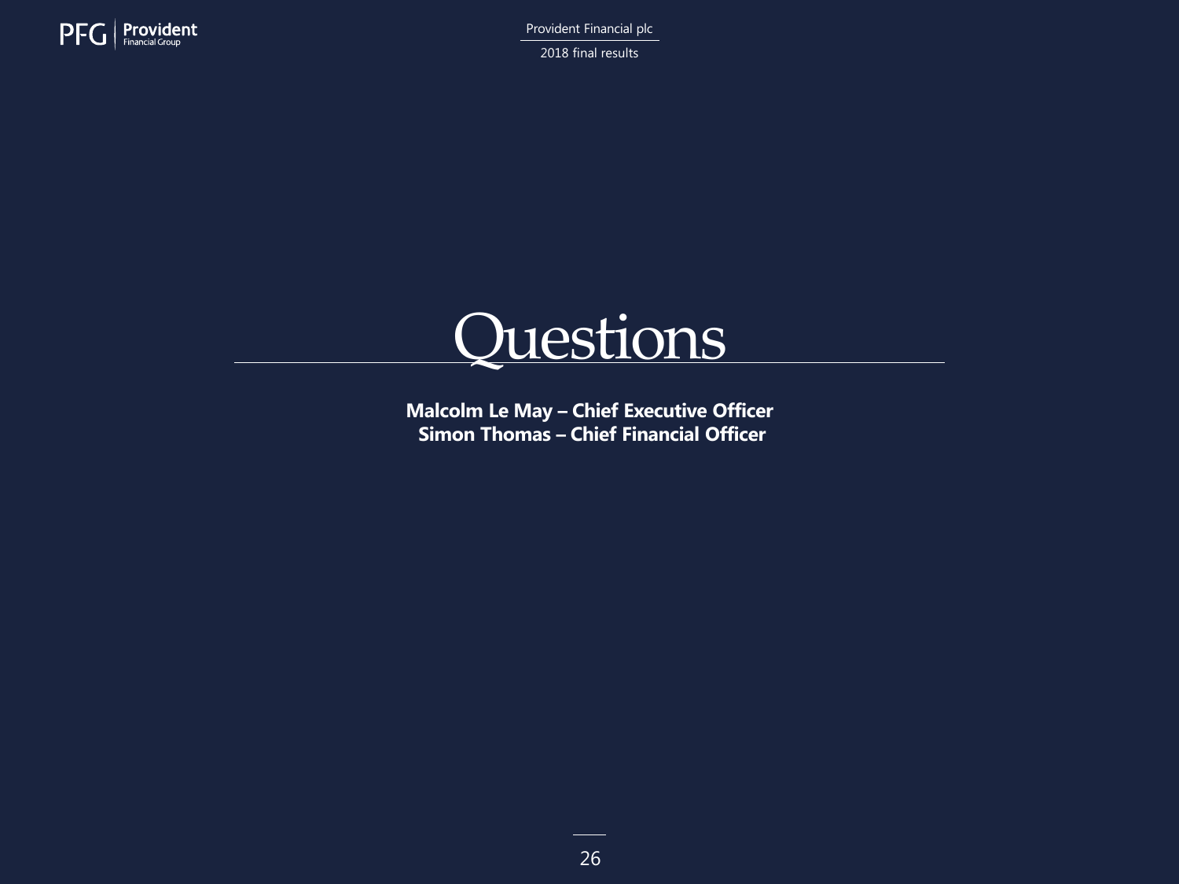# Questions

**Malcolm Le May – Chief Executive Officer**
**Simon Thomas – Chief Financial Officer**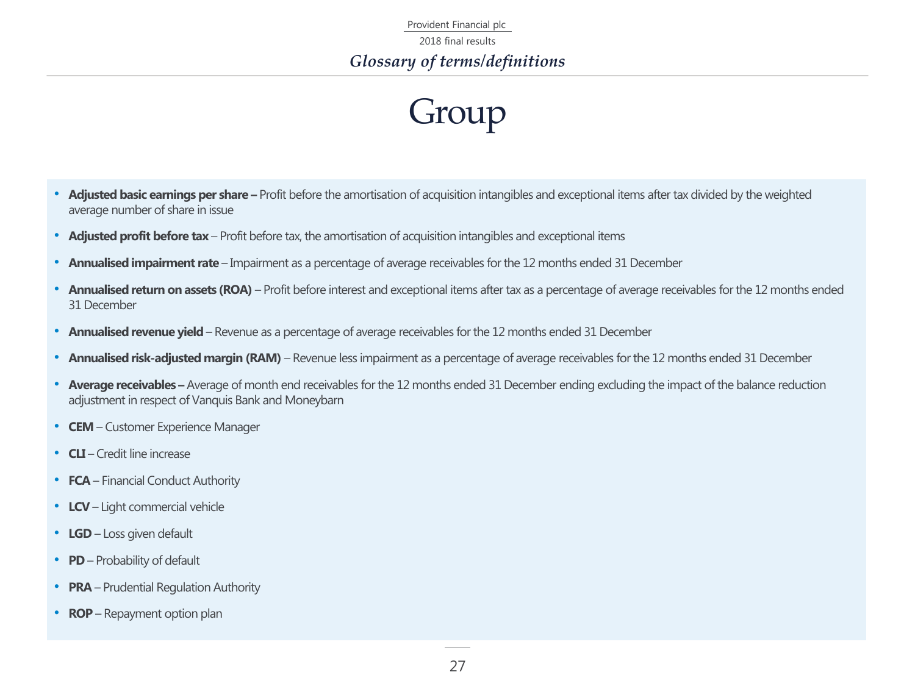## Glossary of terms/definitions

# Group

- **Adjusted basic earnings per share –** Profit before the amortisation of acquisition intangibles and exceptional items after tax divided by the weighted average number of share in issue
- **Adjusted profit before tax** – Profit before tax, the amortisation of acquisition intangibles and exceptional items
- **Annualised impairment rate** – Impairment as a percentage of average receivables for the 12 months ended 31 December
- **Annualised return on assets (ROA)** – Profit before interest and exceptional items after tax as a percentage of average receivables for the 12 months ended 31 December
- **Annualised revenue yield** – Revenue as a percentage of average receivables for the 12 months ended 31 December
- **Annualised risk-adjusted margin (RAM)** – Revenue less impairment as a percentage of average receivables for the 12 months ended 31 December
- **Average receivables –** Average of month end receivables for the 12 months ended 31 December ending excluding the impact of the balance reduction adjustment in respect of Vanquis Bank and Moneybarn
- **CEM** – Customer Experience Manager
- **CLI** – Credit line increase
- **FCA** – Financial Conduct Authority
- **LCV** – Light commercial vehicle
- **LGD** – Loss given default
- **PD** – Probability of default
- **PRA** – Prudential Regulation Authority
- **ROP** – Repayment option plan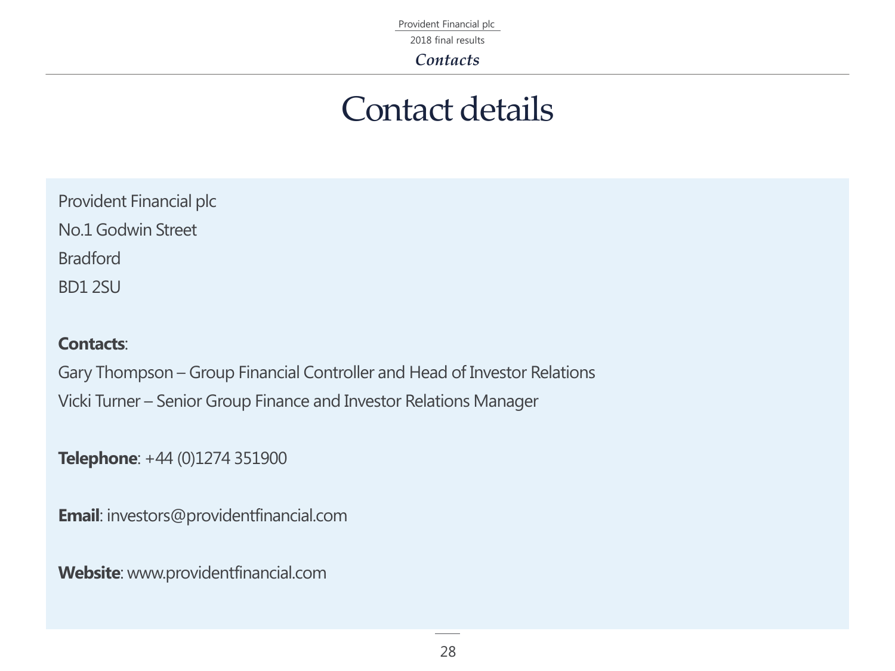# Contact details

Provident Financial plc
No.1 Godwin Street
Bradford
BD1 2SU

**Contacts**:
Gary Thompson – Group Financial Controller and Head of Investor Relations
Vicki Turner – Senior Group Finance and Investor Relations Manager

**Telephone**: +44 (0)1274 351900

**Email**: investors@providentfinancial.com

**Website**: www.providentfinancial.com